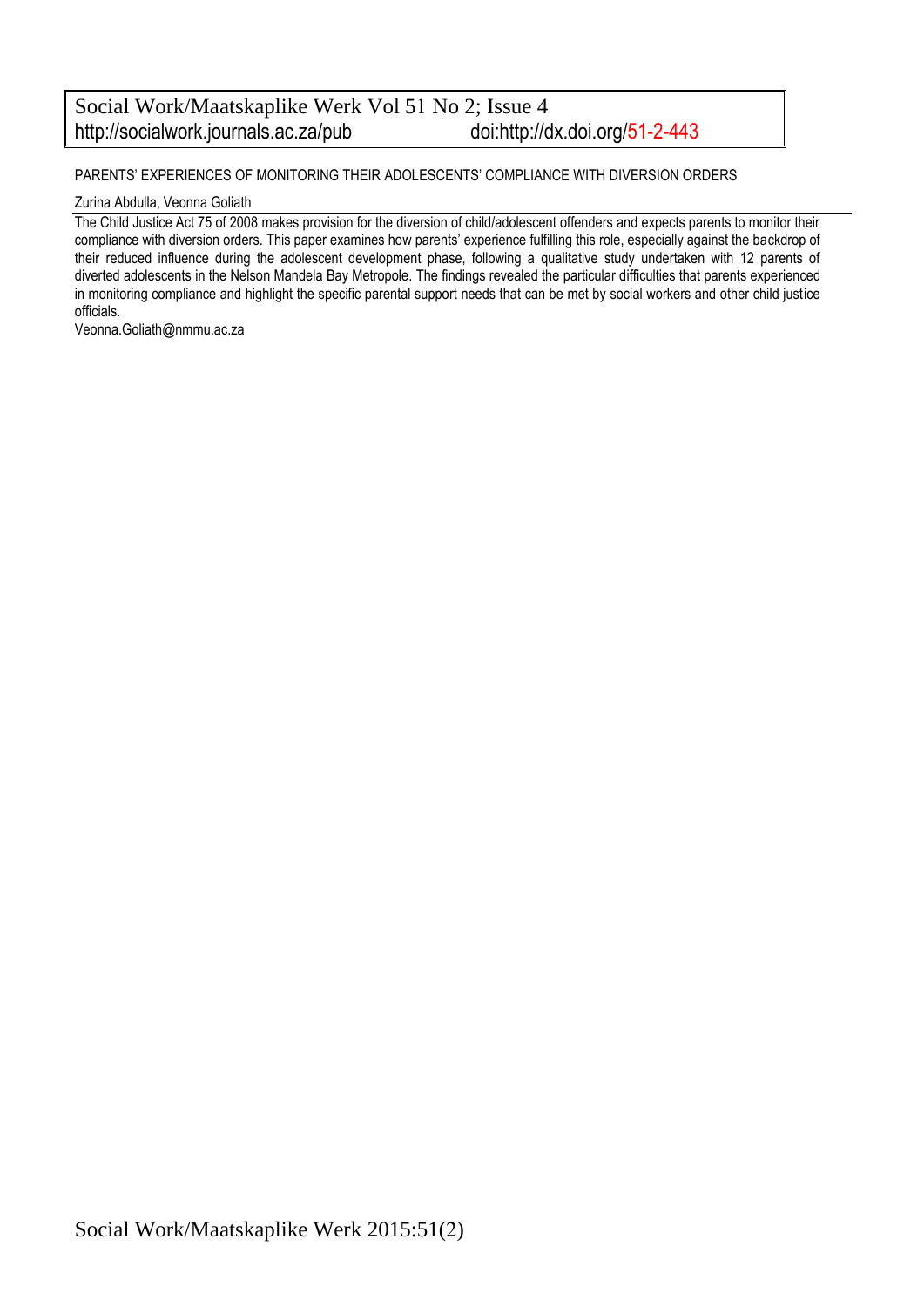Social Work/Maatskaplike Werk Vol 51 No 2; Issue 4
http://socialwork.journals.ac.za/pub doi:http://dx.doi.org/51-2-443

# PARENTS' EXPERIENCES OF MONITORING THEIR ADOLESCENTS' COMPLIANCE WITH DIVERSION ORDERS

Zurina Abdulla, Veonna Goliath

The Child Justice Act 75 of 2008 makes provision for the diversion of child/adolescent offenders and expects parents to monitor their compliance with diversion orders. This paper examines how parents' experience fulfilling this role, especially against the backdrop of their reduced influence during the adolescent development phase, following a qualitative study undertaken with 12 parents of diverted adolescents in the Nelson Mandela Bay Metropole. The findings revealed the particular difficulties that parents experienced in monitoring compliance and highlight the specific parental support needs that can be met by social workers and other child justice officials.

Veonna.Goliath@nmmu.ac.za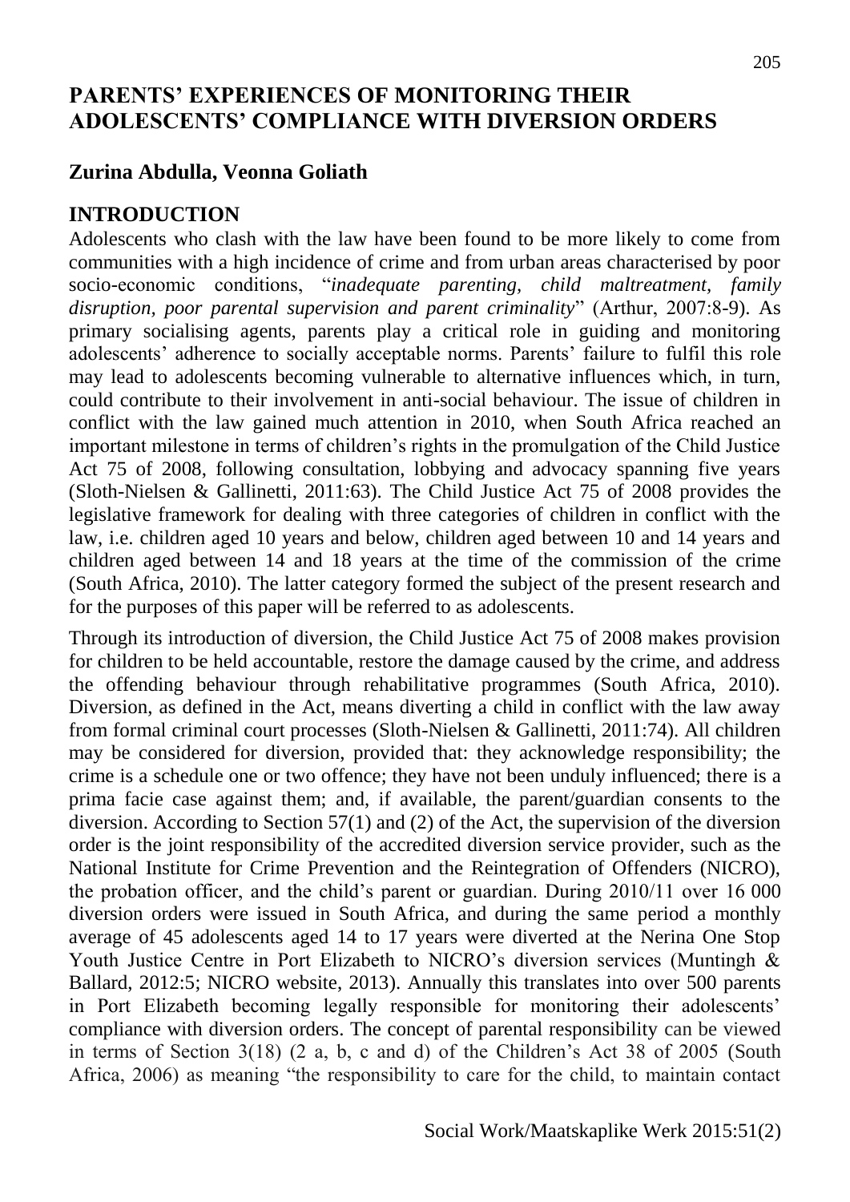# PARENTS' EXPERIENCES OF MONITORING THEIR ADOLESCENTS' COMPLIANCE WITH DIVERSION ORDERS

## Zurina Abdulla, Veonna Goliath

## INTRODUCTION

Adolescents who clash with the law have been found to be more likely to come from communities with a high incidence of crime and from urban areas characterised by poor socio-economic conditions, "*inadequate parenting, child maltreatment, family disruption, poor parental supervision and parent criminality*" (Arthur, 2007:8-9). As primary socialising agents, parents play a critical role in guiding and monitoring adolescents' adherence to socially acceptable norms. Parents' failure to fulfil this role may lead to adolescents becoming vulnerable to alternative influences which, in turn, could contribute to their involvement in anti-social behaviour. The issue of children in conflict with the law gained much attention in 2010, when South Africa reached an important milestone in terms of children's rights in the promulgation of the Child Justice Act 75 of 2008, following consultation, lobbying and advocacy spanning five years (Sloth-Nielsen & Gallinetti, 2011:63). The Child Justice Act 75 of 2008 provides the legislative framework for dealing with three categories of children in conflict with the law, i.e. children aged 10 years and below, children aged between 10 and 14 years and children aged between 14 and 18 years at the time of the commission of the crime (South Africa, 2010). The latter category formed the subject of the present research and for the purposes of this paper will be referred to as adolescents.

Through its introduction of diversion, the Child Justice Act 75 of 2008 makes provision for children to be held accountable, restore the damage caused by the crime, and address the offending behaviour through rehabilitative programmes (South Africa, 2010). Diversion, as defined in the Act, means diverting a child in conflict with the law away from formal criminal court processes (Sloth-Nielsen & Gallinetti, 2011:74). All children may be considered for diversion, provided that: they acknowledge responsibility; the crime is a schedule one or two offence; they have not been unduly influenced; there is a prima facie case against them; and, if available, the parent/guardian consents to the diversion. According to Section 57(1) and (2) of the Act, the supervision of the diversion order is the joint responsibility of the accredited diversion service provider, such as the National Institute for Crime Prevention and the Reintegration of Offenders (NICRO), the probation officer, and the child's parent or guardian. During 2010/11 over 16 000 diversion orders were issued in South Africa, and during the same period a monthly average of 45 adolescents aged 14 to 17 years were diverted at the Nerina One Stop Youth Justice Centre in Port Elizabeth to NICRO's diversion services (Muntingh & Ballard, 2012:5; NICRO website, 2013). Annually this translates into over 500 parents in Port Elizabeth becoming legally responsible for monitoring their adolescents' compliance with diversion orders. The concept of parental responsibility can be viewed in terms of Section 3(18) (2 a, b, c and d) of the Children's Act 38 of 2005 (South Africa, 2006) as meaning "the responsibility to care for the child, to maintain contact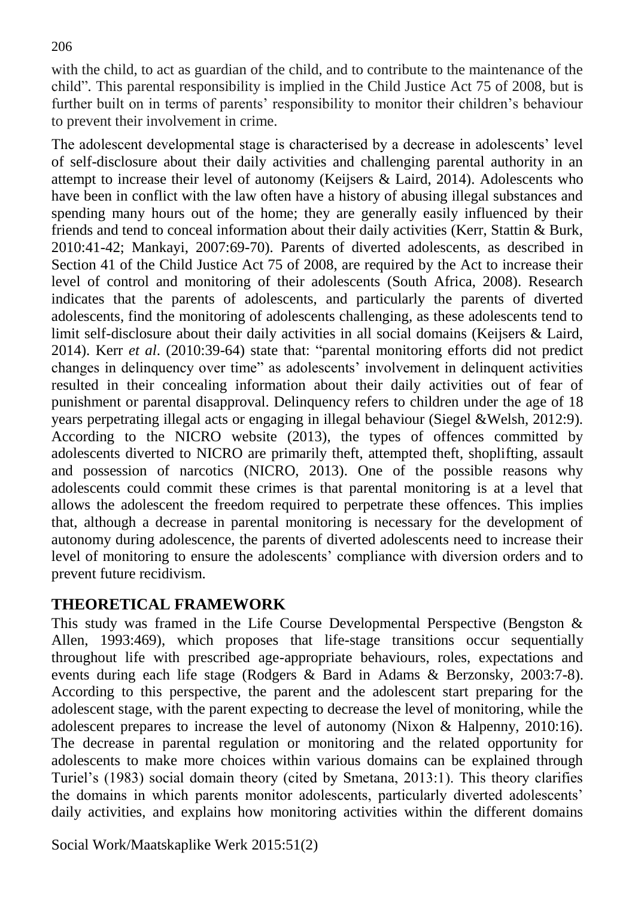with the child, to act as guardian of the child, and to contribute to the maintenance of the child". This parental responsibility is implied in the Child Justice Act 75 of 2008, but is further built on in terms of parents' responsibility to monitor their children's behaviour to prevent their involvement in crime.

The adolescent developmental stage is characterised by a decrease in adolescents' level of self-disclosure about their daily activities and challenging parental authority in an attempt to increase their level of autonomy (Keijsers & Laird, 2014). Adolescents who have been in conflict with the law often have a history of abusing illegal substances and spending many hours out of the home; they are generally easily influenced by their friends and tend to conceal information about their daily activities (Kerr, Stattin & Burk, 2010:41-42; Mankayi, 2007:69-70). Parents of diverted adolescents, as described in Section 41 of the Child Justice Act 75 of 2008, are required by the Act to increase their level of control and monitoring of their adolescents (South Africa, 2008). Research indicates that the parents of adolescents, and particularly the parents of diverted adolescents, find the monitoring of adolescents challenging, as these adolescents tend to limit self-disclosure about their daily activities in all social domains (Keijsers & Laird, 2014). Kerr *et al*. (2010:39-64) state that: "parental monitoring efforts did not predict changes in delinquency over time" as adolescents' involvement in delinquent activities resulted in their concealing information about their daily activities out of fear of punishment or parental disapproval. Delinquency refers to children under the age of 18 years perpetrating illegal acts or engaging in illegal behaviour (Siegel &Welsh, 2012:9). According to the NICRO website (2013), the types of offences committed by adolescents diverted to NICRO are primarily theft, attempted theft, shoplifting, assault and possession of narcotics (NICRO, 2013). One of the possible reasons why adolescents could commit these crimes is that parental monitoring is at a level that allows the adolescent the freedom required to perpetrate these offences. This implies that, although a decrease in parental monitoring is necessary for the development of autonomy during adolescence, the parents of diverted adolescents need to increase their level of monitoring to ensure the adolescents' compliance with diversion orders and to prevent future recidivism.

## THEORETICAL FRAMEWORK

This study was framed in the Life Course Developmental Perspective (Bengston & Allen, 1993:469), which proposes that life-stage transitions occur sequentially throughout life with prescribed age-appropriate behaviours, roles, expectations and events during each life stage (Rodgers & Bard in Adams & Berzonsky, 2003:7-8). According to this perspective, the parent and the adolescent start preparing for the adolescent stage, with the parent expecting to decrease the level of monitoring, while the adolescent prepares to increase the level of autonomy (Nixon & Halpenny, 2010:16). The decrease in parental regulation or monitoring and the related opportunity for adolescents to make more choices within various domains can be explained through Turiel's (1983) social domain theory (cited by Smetana, 2013:1). This theory clarifies the domains in which parents monitor adolescents, particularly diverted adolescents' daily activities, and explains how monitoring activities within the different domains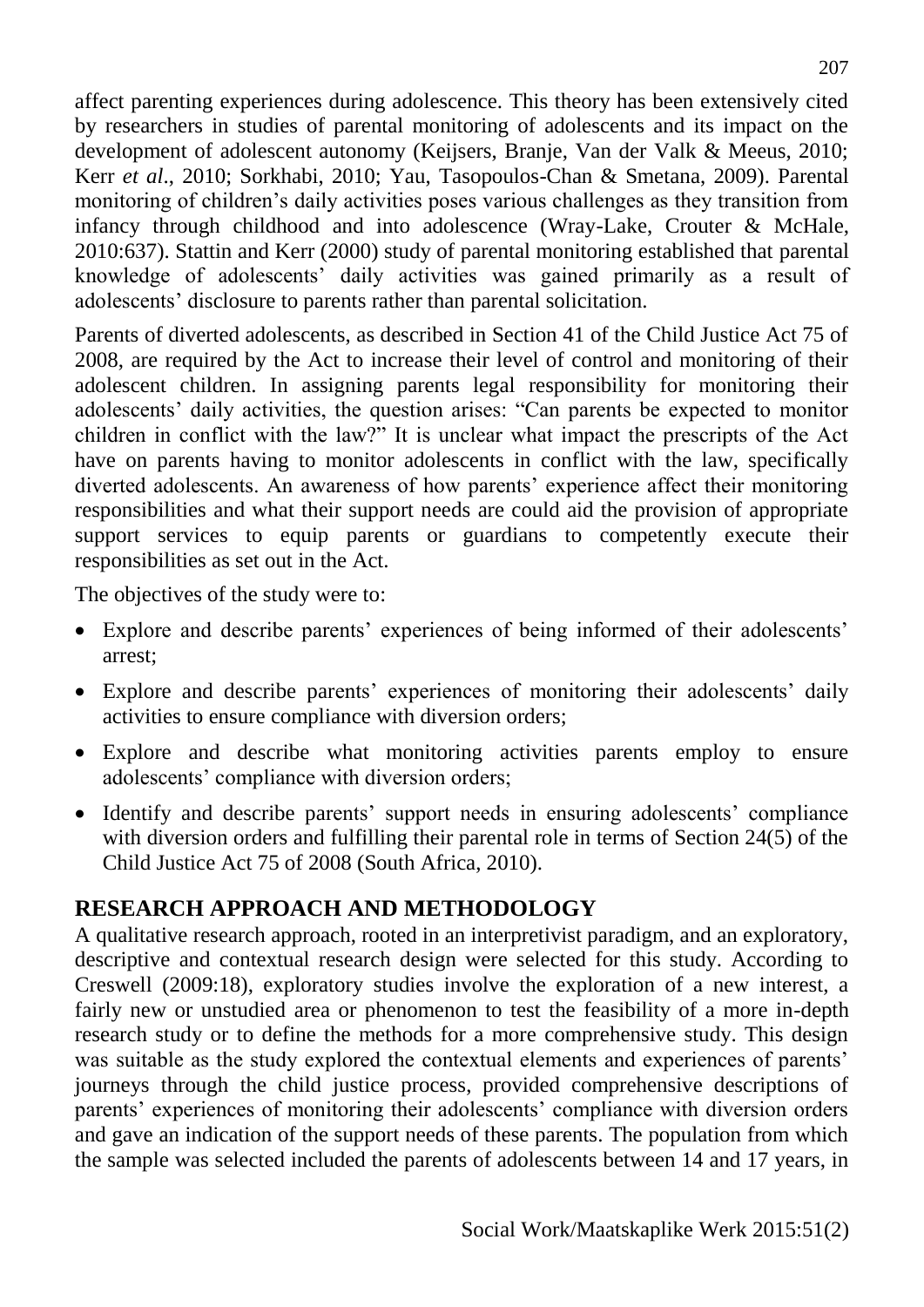affect parenting experiences during adolescence. This theory has been extensively cited by researchers in studies of parental monitoring of adolescents and its impact on the development of adolescent autonomy (Keijsers, Branje, Van der Valk & Meeus, 2010; Kerr *et al*., 2010; Sorkhabi, 2010; Yau, Tasopoulos-Chan & Smetana, 2009). Parental monitoring of children's daily activities poses various challenges as they transition from infancy through childhood and into adolescence (Wray-Lake, Crouter & McHale, 2010:637). Stattin and Kerr (2000) study of parental monitoring established that parental knowledge of adolescents' daily activities was gained primarily as a result of adolescents' disclosure to parents rather than parental solicitation.

Parents of diverted adolescents, as described in Section 41 of the Child Justice Act 75 of 2008, are required by the Act to increase their level of control and monitoring of their adolescent children. In assigning parents legal responsibility for monitoring their adolescents' daily activities, the question arises: "Can parents be expected to monitor children in conflict with the law?" It is unclear what impact the prescripts of the Act have on parents having to monitor adolescents in conflict with the law, specifically diverted adolescents. An awareness of how parents' experience affect their monitoring responsibilities and what their support needs are could aid the provision of appropriate support services to equip parents or guardians to competently execute their responsibilities as set out in the Act.

The objectives of the study were to:

- Explore and describe parents' experiences of being informed of their adolescents' arrest;
- Explore and describe parents' experiences of monitoring their adolescents' daily activities to ensure compliance with diversion orders;
- Explore and describe what monitoring activities parents employ to ensure adolescents' compliance with diversion orders;
- Identify and describe parents' support needs in ensuring adolescents' compliance with diversion orders and fulfilling their parental role in terms of Section 24(5) of the Child Justice Act 75 of 2008 (South Africa, 2010).

## RESEARCH APPROACH AND METHODOLOGY

A qualitative research approach, rooted in an interpretivist paradigm, and an exploratory, descriptive and contextual research design were selected for this study. According to Creswell (2009:18), exploratory studies involve the exploration of a new interest, a fairly new or unstudied area or phenomenon to test the feasibility of a more in-depth research study or to define the methods for a more comprehensive study. This design was suitable as the study explored the contextual elements and experiences of parents' journeys through the child justice process, provided comprehensive descriptions of parents' experiences of monitoring their adolescents' compliance with diversion orders and gave an indication of the support needs of these parents. The population from which the sample was selected included the parents of adolescents between 14 and 17 years, in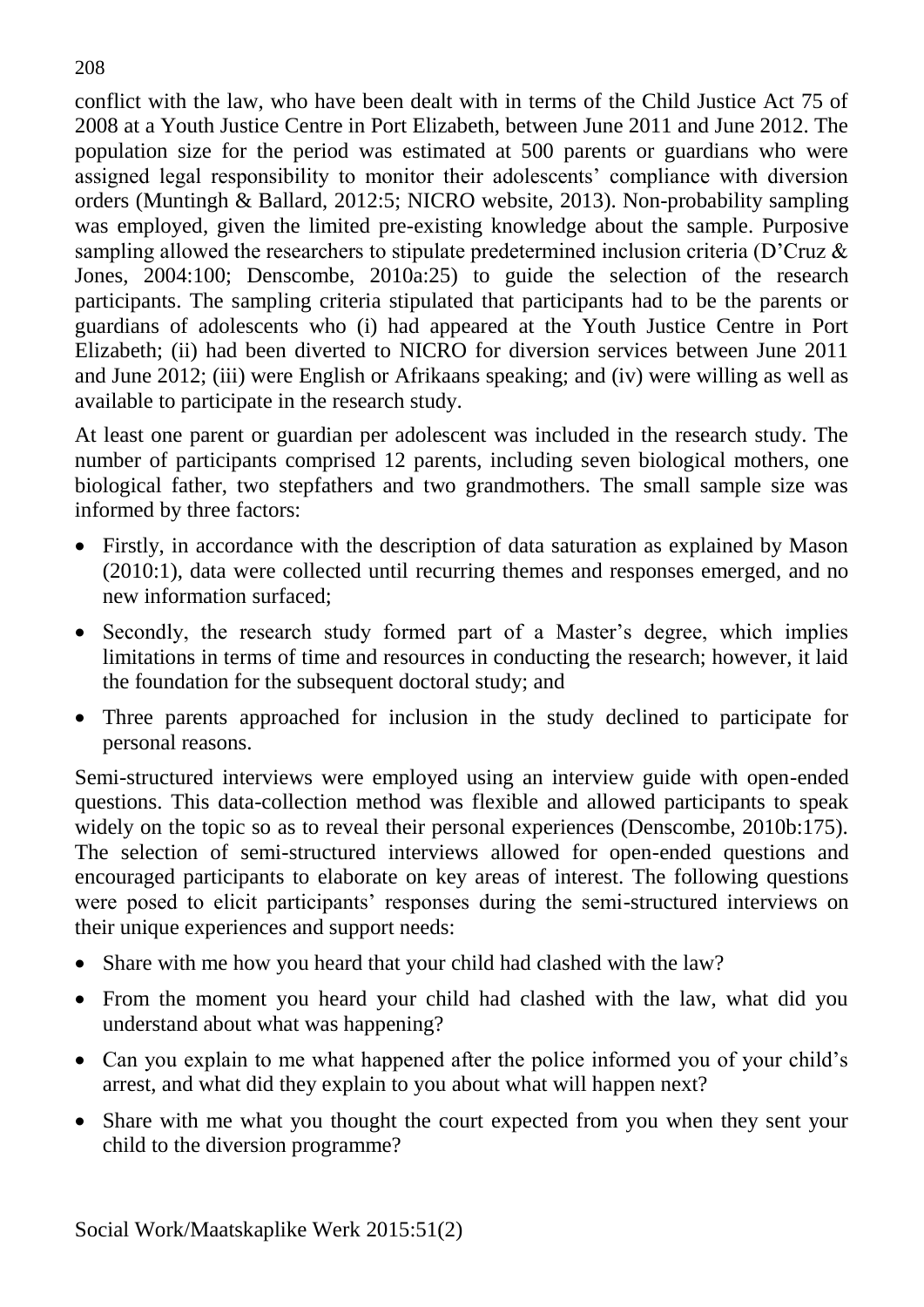conflict with the law, who have been dealt with in terms of the Child Justice Act 75 of 2008 at a Youth Justice Centre in Port Elizabeth, between June 2011 and June 2012. The population size for the period was estimated at 500 parents or guardians who were assigned legal responsibility to monitor their adolescents' compliance with diversion orders (Muntingh & Ballard, 2012:5; NICRO website, 2013). Non-probability sampling was employed, given the limited pre-existing knowledge about the sample. Purposive sampling allowed the researchers to stipulate predetermined inclusion criteria (D'Cruz & Jones, 2004:100; Denscombe, 2010a:25) to guide the selection of the research participants. The sampling criteria stipulated that participants had to be the parents or guardians of adolescents who (i) had appeared at the Youth Justice Centre in Port Elizabeth; (ii) had been diverted to NICRO for diversion services between June 2011 and June 2012; (iii) were English or Afrikaans speaking; and (iv) were willing as well as available to participate in the research study.

At least one parent or guardian per adolescent was included in the research study. The number of participants comprised 12 parents, including seven biological mothers, one biological father, two stepfathers and two grandmothers. The small sample size was informed by three factors:

- Firstly, in accordance with the description of data saturation as explained by Mason (2010:1), data were collected until recurring themes and responses emerged, and no new information surfaced;
- Secondly, the research study formed part of a Master's degree, which implies limitations in terms of time and resources in conducting the research; however, it laid the foundation for the subsequent doctoral study; and
- Three parents approached for inclusion in the study declined to participate for personal reasons.

Semi-structured interviews were employed using an interview guide with open-ended questions. This data-collection method was flexible and allowed participants to speak widely on the topic so as to reveal their personal experiences (Denscombe, 2010b:175). The selection of semi-structured interviews allowed for open-ended questions and encouraged participants to elaborate on key areas of interest. The following questions were posed to elicit participants' responses during the semi-structured interviews on their unique experiences and support needs:

- Share with me how you heard that your child had clashed with the law?
- From the moment you heard your child had clashed with the law, what did you understand about what was happening?
- Can you explain to me what happened after the police informed you of your child's arrest, and what did they explain to you about what will happen next?
- Share with me what you thought the court expected from you when they sent your child to the diversion programme?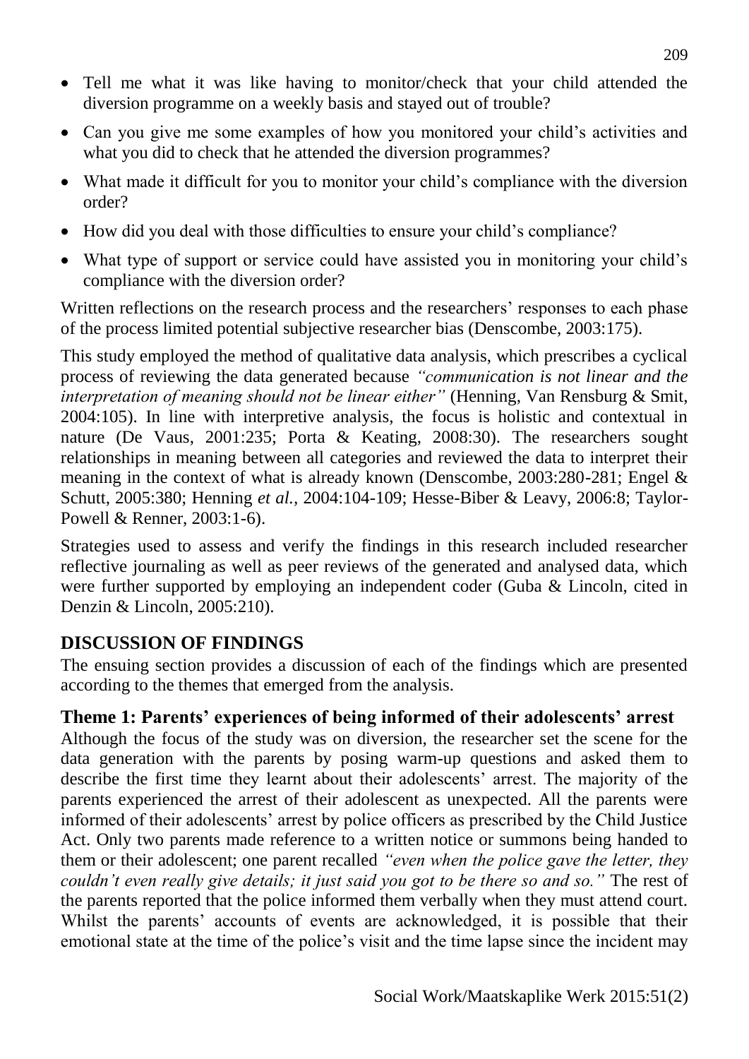- Tell me what it was like having to monitor/check that your child attended the diversion programme on a weekly basis and stayed out of trouble?
- Can you give me some examples of how you monitored your child's activities and what you did to check that he attended the diversion programmes?
- What made it difficult for you to monitor your child's compliance with the diversion order?
- How did you deal with those difficulties to ensure your child's compliance?
- What type of support or service could have assisted you in monitoring your child's compliance with the diversion order?

Written reflections on the research process and the researchers' responses to each phase of the process limited potential subjective researcher bias (Denscombe, 2003:175).

This study employed the method of qualitative data analysis, which prescribes a cyclical process of reviewing the data generated because *"communication is not linear and the interpretation of meaning should not be linear either"* (Henning, Van Rensburg & Smit, 2004:105). In line with interpretive analysis, the focus is holistic and contextual in nature (De Vaus, 2001:235; Porta & Keating, 2008:30). The researchers sought relationships in meaning between all categories and reviewed the data to interpret their meaning in the context of what is already known (Denscombe, 2003:280-281; Engel & Schutt, 2005:380; Henning *et al.*, 2004:104-109; Hesse-Biber & Leavy, 2006:8; Taylor-Powell & Renner, 2003:1-6).

Strategies used to assess and verify the findings in this research included researcher reflective journaling as well as peer reviews of the generated and analysed data, which were further supported by employing an independent coder (Guba & Lincoln, cited in Denzin & Lincoln, 2005:210).

## DISCUSSION OF FINDINGS

The ensuing section provides a discussion of each of the findings which are presented according to the themes that emerged from the analysis.

### Theme 1: Parents' experiences of being informed of their adolescents' arrest

Although the focus of the study was on diversion, the researcher set the scene for the data generation with the parents by posing warm-up questions and asked them to describe the first time they learnt about their adolescents' arrest. The majority of the parents experienced the arrest of their adolescent as unexpected. All the parents were informed of their adolescents' arrest by police officers as prescribed by the Child Justice Act. Only two parents made reference to a written notice or summons being handed to them or their adolescent; one parent recalled *"even when the police gave the letter, they couldn't even really give details; it just said you got to be there so and so."* The rest of the parents reported that the police informed them verbally when they must attend court. Whilst the parents' accounts of events are acknowledged, it is possible that their emotional state at the time of the police's visit and the time lapse since the incident may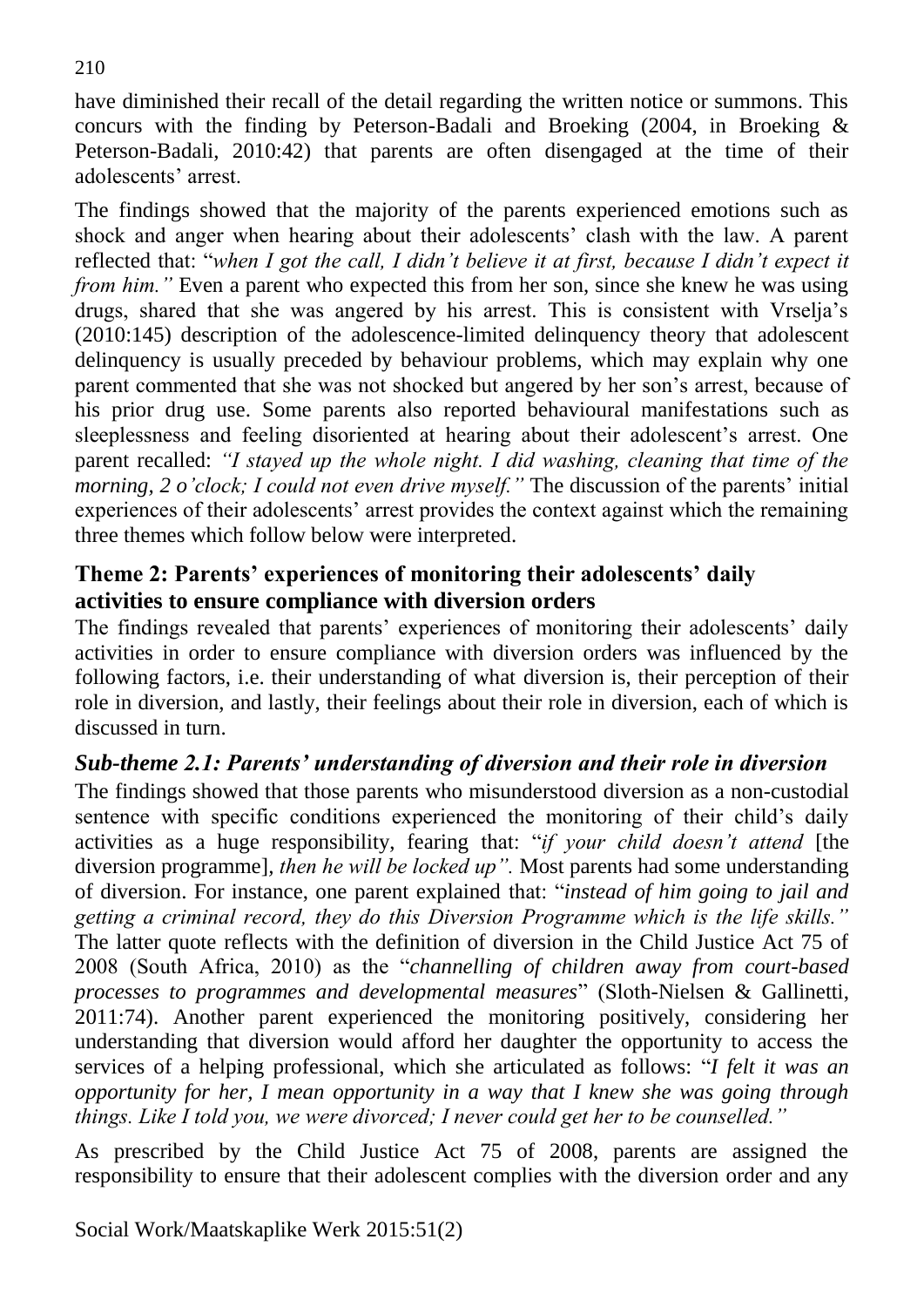have diminished their recall of the detail regarding the written notice or summons. This concurs with the finding by Peterson-Badali and Broeking (2004, in Broeking & Peterson-Badali, 2010:42) that parents are often disengaged at the time of their adolescents' arrest.

The findings showed that the majority of the parents experienced emotions such as shock and anger when hearing about their adolescents' clash with the law. A parent reflected that: "*when I got the call, I didn't believe it at first, because I didn't expect it from him.*" Even a parent who expected this from her son, since she knew he was using drugs, shared that she was angered by his arrest. This is consistent with Vrselja's (2010:145) description of the adolescence-limited delinquency theory that adolescent delinquency is usually preceded by behaviour problems, which may explain why one parent commented that she was not shocked but angered by her son's arrest, because of his prior drug use. Some parents also reported behavioural manifestations such as sleeplessness and feeling disoriented at hearing about their adolescent's arrest. One parent recalled: *"I stayed up the whole night. I did washing, cleaning that time of the morning, 2 o'clock; I could not even drive myself."* The discussion of the parents' initial experiences of their adolescents' arrest provides the context against which the remaining three themes which follow below were interpreted.

### Theme 2: Parents' experiences of monitoring their adolescents' daily activities to ensure compliance with diversion orders

The findings revealed that parents' experiences of monitoring their adolescents' daily activities in order to ensure compliance with diversion orders was influenced by the following factors, i.e. their understanding of what diversion is, their perception of their role in diversion, and lastly, their feelings about their role in diversion, each of which is discussed in turn.

#### *Sub-theme 2.1: Parents' understanding of diversion and their role in diversion*

The findings showed that those parents who misunderstood diversion as a non-custodial sentence with specific conditions experienced the monitoring of their child's daily activities as a huge responsibility, fearing that: "*if your child doesn't attend* [the diversion programme]*, then he will be locked up".* Most parents had some understanding of diversion. For instance, one parent explained that: "*instead of him going to jail and getting a criminal record, they do this Diversion Programme which is the life skills.*" The latter quote reflects with the definition of diversion in the Child Justice Act 75 of 2008 (South Africa, 2010) as the "*channelling of children away from court-based processes to programmes and developmental measures*" (Sloth-Nielsen & Gallinetti, 2011:74). Another parent experienced the monitoring positively, considering her understanding that diversion would afford her daughter the opportunity to access the services of a helping professional, which she articulated as follows: "*I felt it was an opportunity for her, I mean opportunity in a way that I knew she was going through things. Like I told you, we were divorced; I never could get her to be counselled.*"

As prescribed by the Child Justice Act 75 of 2008, parents are assigned the responsibility to ensure that their adolescent complies with the diversion order and any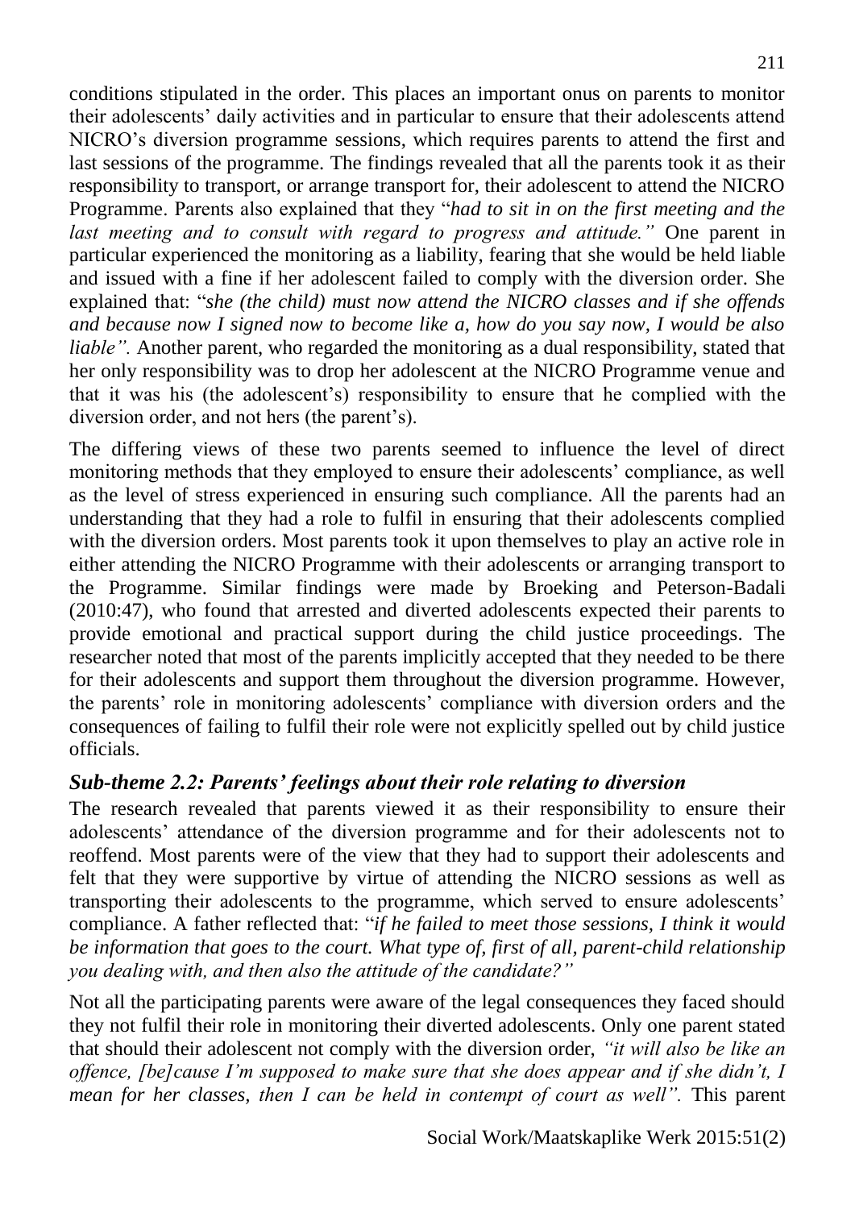conditions stipulated in the order. This places an important onus on parents to monitor their adolescents' daily activities and in particular to ensure that their adolescents attend NICRO's diversion programme sessions, which requires parents to attend the first and last sessions of the programme. The findings revealed that all the parents took it as their responsibility to transport, or arrange transport for, their adolescent to attend the NICRO Programme. Parents also explained that they "*had to sit in on the first meeting and the last meeting and to consult with regard to progress and attitude."* One parent in particular experienced the monitoring as a liability, fearing that she would be held liable and issued with a fine if her adolescent failed to comply with the diversion order. She explained that: "*she (the child) must now attend the NICRO classes and if she offends and because now I signed now to become like a, how do you say now, I would be also liable".* Another parent, who regarded the monitoring as a dual responsibility, stated that her only responsibility was to drop her adolescent at the NICRO Programme venue and that it was his (the adolescent's) responsibility to ensure that he complied with the diversion order, and not hers (the parent's).

The differing views of these two parents seemed to influence the level of direct monitoring methods that they employed to ensure their adolescents' compliance, as well as the level of stress experienced in ensuring such compliance. All the parents had an understanding that they had a role to fulfil in ensuring that their adolescents complied with the diversion orders. Most parents took it upon themselves to play an active role in either attending the NICRO Programme with their adolescents or arranging transport to the Programme. Similar findings were made by Broeking and Peterson-Badali (2010:47), who found that arrested and diverted adolescents expected their parents to provide emotional and practical support during the child justice proceedings. The researcher noted that most of the parents implicitly accepted that they needed to be there for their adolescents and support them throughout the diversion programme. However, the parents' role in monitoring adolescents' compliance with diversion orders and the consequences of failing to fulfil their role were not explicitly spelled out by child justice officials.

### *Sub-theme 2.2: Parents' feelings about their role relating to diversion*

The research revealed that parents viewed it as their responsibility to ensure their adolescents' attendance of the diversion programme and for their adolescents not to reoffend. Most parents were of the view that they had to support their adolescents and felt that they were supportive by virtue of attending the NICRO sessions as well as transporting their adolescents to the programme, which served to ensure adolescents' compliance. A father reflected that: "*if he failed to meet those sessions, I think it would be information that goes to the court. What type of, first of all, parent-child relationship you dealing with, and then also the attitude of the candidate?"*

Not all the participating parents were aware of the legal consequences they faced should they not fulfil their role in monitoring their diverted adolescents. Only one parent stated that should their adolescent not comply with the diversion order, *"it will also be like an offence, [be]cause I'm supposed to make sure that she does appear and if she didn't, I mean for her classes, then I can be held in contempt of court as well".* This parent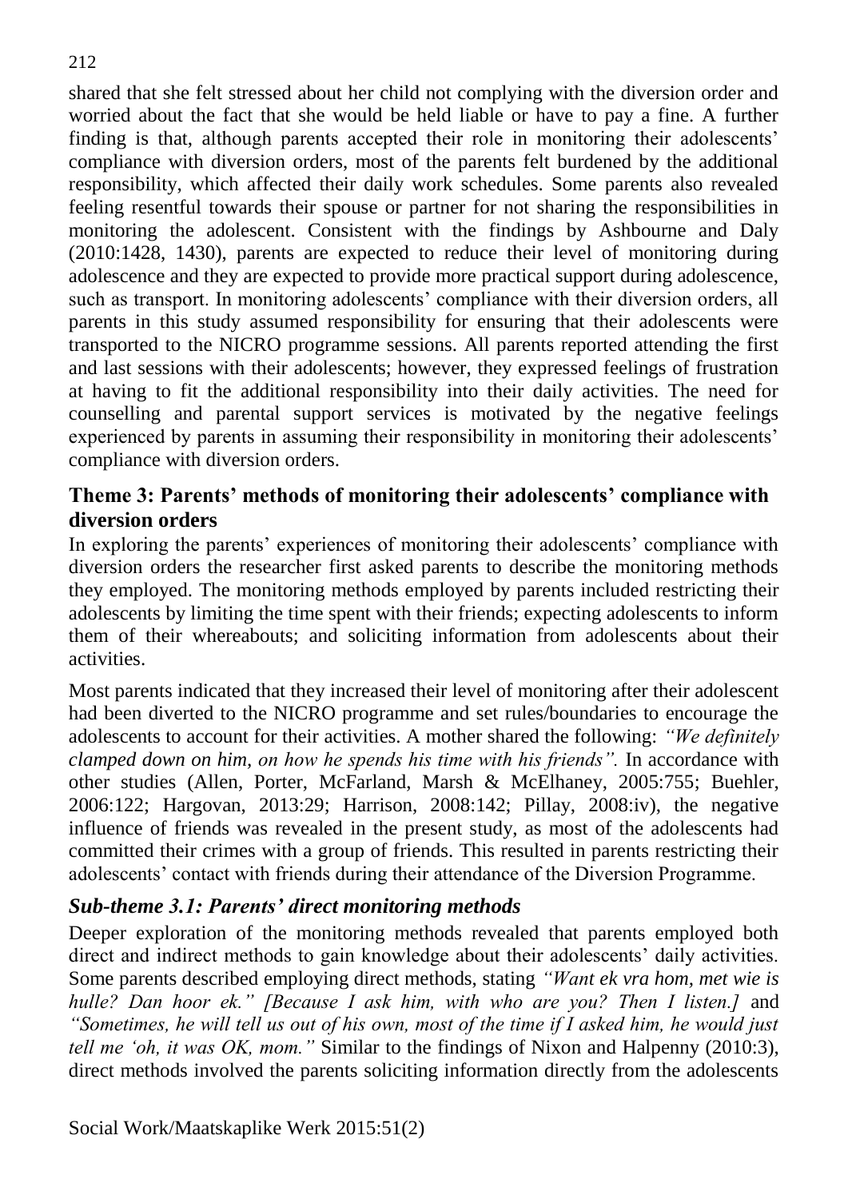shared that she felt stressed about her child not complying with the diversion order and worried about the fact that she would be held liable or have to pay a fine. A further finding is that, although parents accepted their role in monitoring their adolescents' compliance with diversion orders, most of the parents felt burdened by the additional responsibility, which affected their daily work schedules. Some parents also revealed feeling resentful towards their spouse or partner for not sharing the responsibilities in monitoring the adolescent. Consistent with the findings by Ashbourne and Daly (2010:1428, 1430), parents are expected to reduce their level of monitoring during adolescence and they are expected to provide more practical support during adolescence, such as transport. In monitoring adolescents' compliance with their diversion orders, all parents in this study assumed responsibility for ensuring that their adolescents were transported to the NICRO programme sessions. All parents reported attending the first and last sessions with their adolescents; however, they expressed feelings of frustration at having to fit the additional responsibility into their daily activities. The need for counselling and parental support services is motivated by the negative feelings experienced by parents in assuming their responsibility in monitoring their adolescents' compliance with diversion orders.

## Theme 3: Parents' methods of monitoring their adolescents' compliance with diversion orders

In exploring the parents' experiences of monitoring their adolescents' compliance with diversion orders the researcher first asked parents to describe the monitoring methods they employed. The monitoring methods employed by parents included restricting their adolescents by limiting the time spent with their friends; expecting adolescents to inform them of their whereabouts; and soliciting information from adolescents about their activities.

Most parents indicated that they increased their level of monitoring after their adolescent had been diverted to the NICRO programme and set rules/boundaries to encourage the adolescents to account for their activities. A mother shared the following: *"We definitely clamped down on him, on how he spends his time with his friends".* In accordance with other studies (Allen, Porter, McFarland, Marsh & McElhaney, 2005:755; Buehler, 2006:122; Hargovan, 2013:29; Harrison, 2008:142; Pillay, 2008:iv), the negative influence of friends was revealed in the present study, as most of the adolescents had committed their crimes with a group of friends. This resulted in parents restricting their adolescents' contact with friends during their attendance of the Diversion Programme.

### *Sub-theme 3.1: Parents' direct monitoring methods*

Deeper exploration of the monitoring methods revealed that parents employed both direct and indirect methods to gain knowledge about their adolescents' daily activities. Some parents described employing direct methods, stating *"Want ek vra hom, met wie is hulle? Dan hoor ek." [Because I ask him, with who are you? Then I listen.]* and *"Sometimes, he will tell us out of his own, most of the time if I asked him, he would just tell me 'oh, it was OK, mom."* Similar to the findings of Nixon and Halpenny (2010:3), direct methods involved the parents soliciting information directly from the adolescents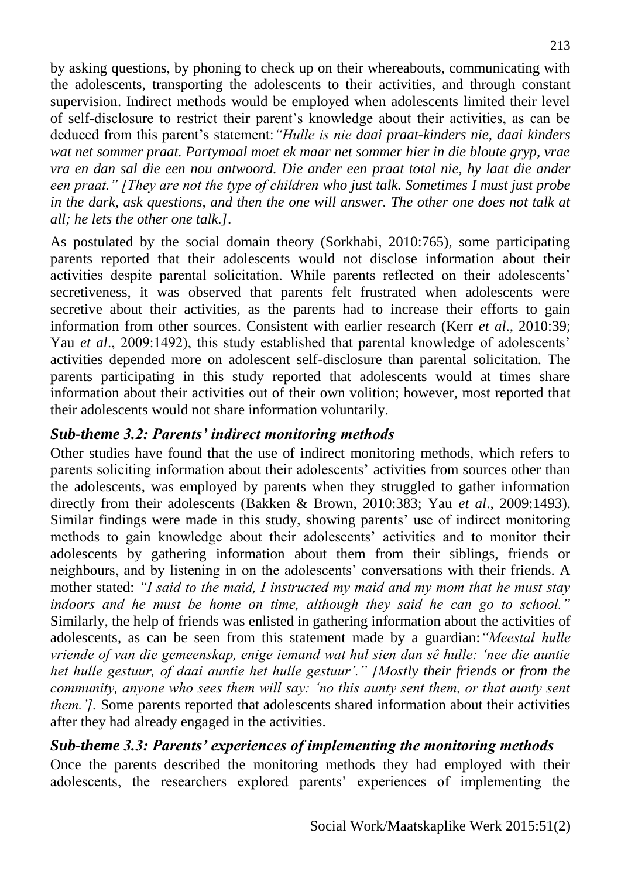by asking questions, by phoning to check up on their whereabouts, communicating with the adolescents, transporting the adolescents to their activities, and through constant supervision. Indirect methods would be employed when adolescents limited their level of self-disclosure to restrict their parent's knowledge about their activities, as can be deduced from this parent's statement: *"Hulle is nie daai praat-kinders nie, daai kinders wat net sommer praat. Partymaal moet ek maar net sommer hier in die bloute gryp, vrae vra en dan sal die een nou antwoord. Die ander een praat total nie, hy laat die ander een praat." [They are not the type of children who just talk. Sometimes I must just probe in the dark, ask questions, and then the one will answer. The other one does not talk at all; he lets the other one talk.]*.

As postulated by the social domain theory (Sorkhabi, 2010:765), some participating parents reported that their adolescents would not disclose information about their activities despite parental solicitation. While parents reflected on their adolescents' secretiveness, it was observed that parents felt frustrated when adolescents were secretive about their activities, as the parents had to increase their efforts to gain information from other sources. Consistent with earlier research (Kerr *et al*., 2010:39; Yau *et al*., 2009:1492), this study established that parental knowledge of adolescents' activities depended more on adolescent self-disclosure than parental solicitation. The parents participating in this study reported that adolescents would at times share information about their activities out of their own volition; however, most reported that their adolescents would not share information voluntarily.

### *Sub-theme 3.2: Parents' indirect monitoring methods*

Other studies have found that the use of indirect monitoring methods, which refers to parents soliciting information about their adolescents' activities from sources other than the adolescents, was employed by parents when they struggled to gather information directly from their adolescents (Bakken & Brown, 2010:383; Yau *et al*., 2009:1493). Similar findings were made in this study, showing parents' use of indirect monitoring methods to gain knowledge about their adolescents' activities and to monitor their adolescents by gathering information about them from their siblings, friends or neighbours, and by listening in on the adolescents' conversations with their friends. A mother stated: *"I said to the maid, I instructed my maid and my mom that he must stay indoors and he must be home on time, although they said he can go to school."* Similarly, the help of friends was enlisted in gathering information about the activities of adolescents, as can be seen from this statement made by a guardian: *"Meestal hulle vriende of van die gemeenskap, enige iemand wat hul sien dan sê hulle: 'nee die auntie het hulle gestuur, of daai auntie het hulle gestuur'." [Mostly their friends or from the community, anyone who sees them will say: 'no this aunty sent them, or that aunty sent them.']*. Some parents reported that adolescents shared information about their activities after they had already engaged in the activities.

### *Sub-theme 3.3: Parents' experiences of implementing the monitoring methods*

Once the parents described the monitoring methods they had employed with their adolescents, the researchers explored parents' experiences of implementing the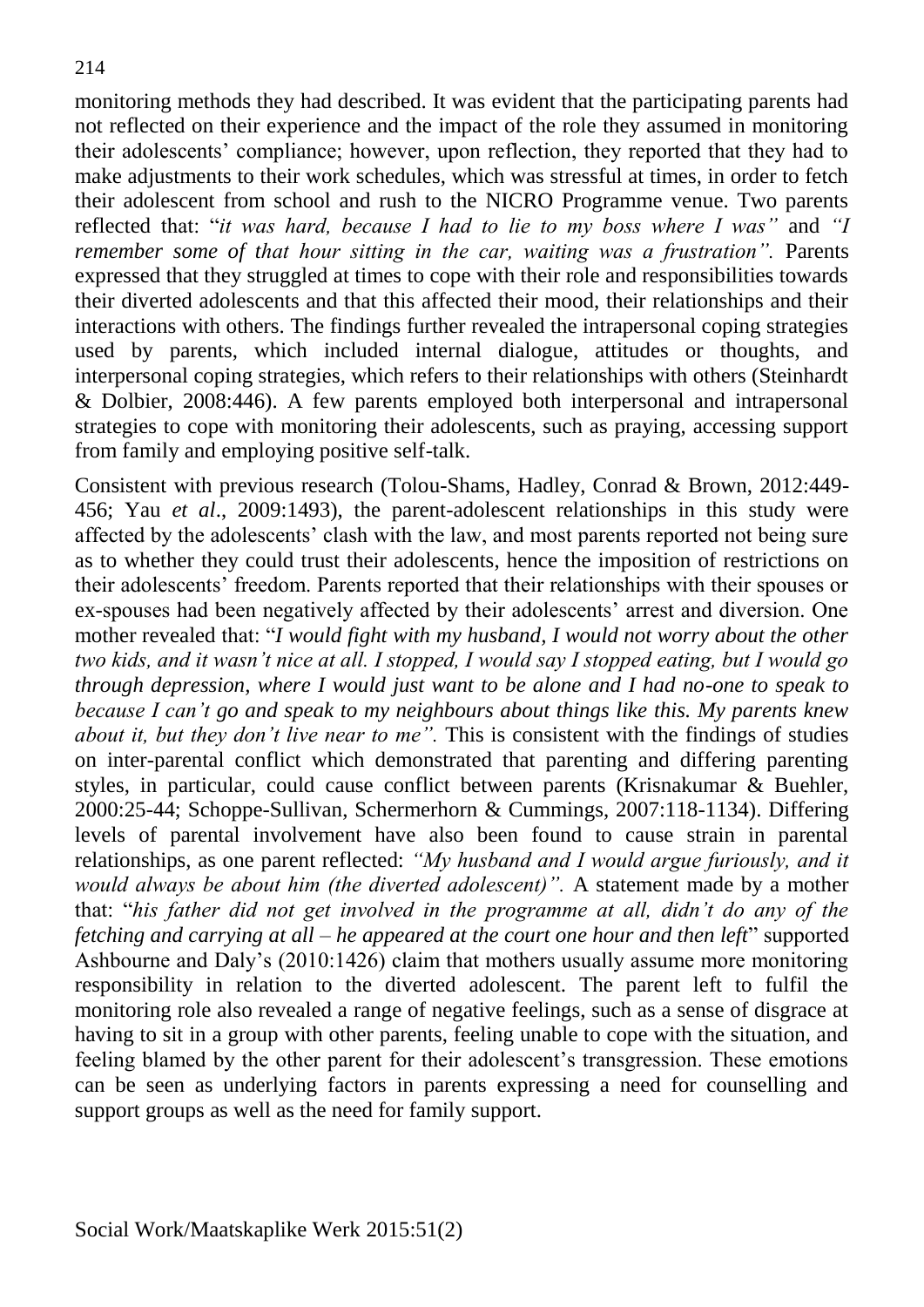monitoring methods they had described. It was evident that the participating parents had not reflected on their experience and the impact of the role they assumed in monitoring their adolescents' compliance; however, upon reflection, they reported that they had to make adjustments to their work schedules, which was stressful at times, in order to fetch their adolescent from school and rush to the NICRO Programme venue. Two parents reflected that: "*it was hard, because I had to lie to my boss where I was"* and *"I remember some of that hour sitting in the car, waiting was a frustration".* Parents expressed that they struggled at times to cope with their role and responsibilities towards their diverted adolescents and that this affected their mood, their relationships and their interactions with others. The findings further revealed the intrapersonal coping strategies used by parents, which included internal dialogue, attitudes or thoughts, and interpersonal coping strategies, which refers to their relationships with others (Steinhardt & Dolbier, 2008:446). A few parents employed both interpersonal and intrapersonal strategies to cope with monitoring their adolescents, such as praying, accessing support from family and employing positive self-talk.

Consistent with previous research (Tolou-Shams, Hadley, Conrad & Brown, 2012:449-456; Yau *et al*., 2009:1493), the parent-adolescent relationships in this study were affected by the adolescents' clash with the law, and most parents reported not being sure as to whether they could trust their adolescents, hence the imposition of restrictions on their adolescents' freedom. Parents reported that their relationships with their spouses or ex-spouses had been negatively affected by their adolescents' arrest and diversion. One mother revealed that: "*I would fight with my husband, I would not worry about the other two kids, and it wasn't nice at all. I stopped, I would say I stopped eating, but I would go through depression, where I would just want to be alone and I had no-one to speak to because I can't go and speak to my neighbours about things like this. My parents knew about it, but they don't live near to me".* This is consistent with the findings of studies on inter-parental conflict which demonstrated that parenting and differing parenting styles, in particular, could cause conflict between parents (Krisnakumar & Buehler, 2000:25-44; Schoppe-Sullivan, Schermerhorn & Cummings, 2007:118-1134). Differing levels of parental involvement have also been found to cause strain in parental relationships, as one parent reflected: *"My husband and I would argue furiously, and it would always be about him (the diverted adolescent)".* A statement made by a mother that: "*his father did not get involved in the programme at all, didn't do any of the fetching and carrying at all – he appeared at the court one hour and then left*" supported Ashbourne and Daly's (2010:1426) claim that mothers usually assume more monitoring responsibility in relation to the diverted adolescent. The parent left to fulfil the monitoring role also revealed a range of negative feelings, such as a sense of disgrace at having to sit in a group with other parents, feeling unable to cope with the situation, and feeling blamed by the other parent for their adolescent's transgression. These emotions can be seen as underlying factors in parents expressing a need for counselling and support groups as well as the need for family support.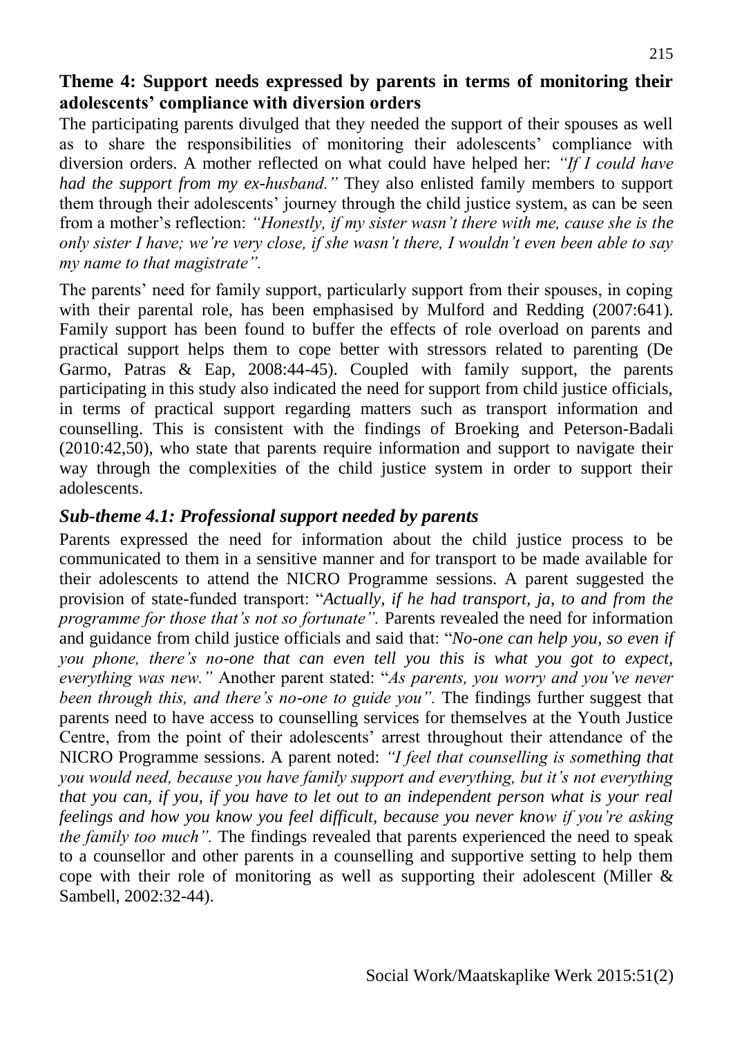**Theme 4: Support needs expressed by parents in terms of monitoring their adolescents' compliance with diversion orders**

The participating parents divulged that they needed the support of their spouses as well as to share the responsibilities of monitoring their adolescents' compliance with diversion orders. A mother reflected on what could have helped her: *"If I could have had the support from my ex-husband."* They also enlisted family members to support them through their adolescents' journey through the child justice system, as can be seen from a mother's reflection: *"Honestly, if my sister wasn't there with me, cause she is the only sister I have; we're very close, if she wasn't there, I wouldn't even been able to say my name to that magistrate".*

The parents' need for family support, particularly support from their spouses, in coping with their parental role, has been emphasised by Mulford and Redding (2007:641). Family support has been found to buffer the effects of role overload on parents and practical support helps them to cope better with stressors related to parenting (De Garmo, Patras & Eap, 2008:44-45). Coupled with family support, the parents participating in this study also indicated the need for support from child justice officials, in terms of practical support regarding matters such as transport information and counselling. This is consistent with the findings of Broeking and Peterson-Badali (2010:42,50), who state that parents require information and support to navigate their way through the complexities of the child justice system in order to support their adolescents.

### *Sub-theme 4.1: Professional support needed by parents*

Parents expressed the need for information about the child justice process to be communicated to them in a sensitive manner and for transport to be made available for their adolescents to attend the NICRO Programme sessions. A parent suggested the provision of state-funded transport: "*Actually, if he had transport, ja, to and from the programme for those that's not so fortunate".* Parents revealed the need for information and guidance from child justice officials and said that: "*No-one can help you, so even if you phone, there's no-one that can even tell you this is what you got to expect, everything was new."* Another parent stated: "*As parents, you worry and you've never been through this, and there's no-one to guide you".* The findings further suggest that parents need to have access to counselling services for themselves at the Youth Justice Centre, from the point of their adolescents' arrest throughout their attendance of the NICRO Programme sessions. A parent noted: *"I feel that counselling is something that you would need, because you have family support and everything, but it's not everything that you can, if you, if you have to let out to an independent person what is your real feelings and how you know you feel difficult, because you never know if you're asking the family too much".* The findings revealed that parents experienced the need to speak to a counsellor and other parents in a counselling and supportive setting to help them cope with their role of monitoring as well as supporting their adolescent (Miller & Sambell, 2002:32-44).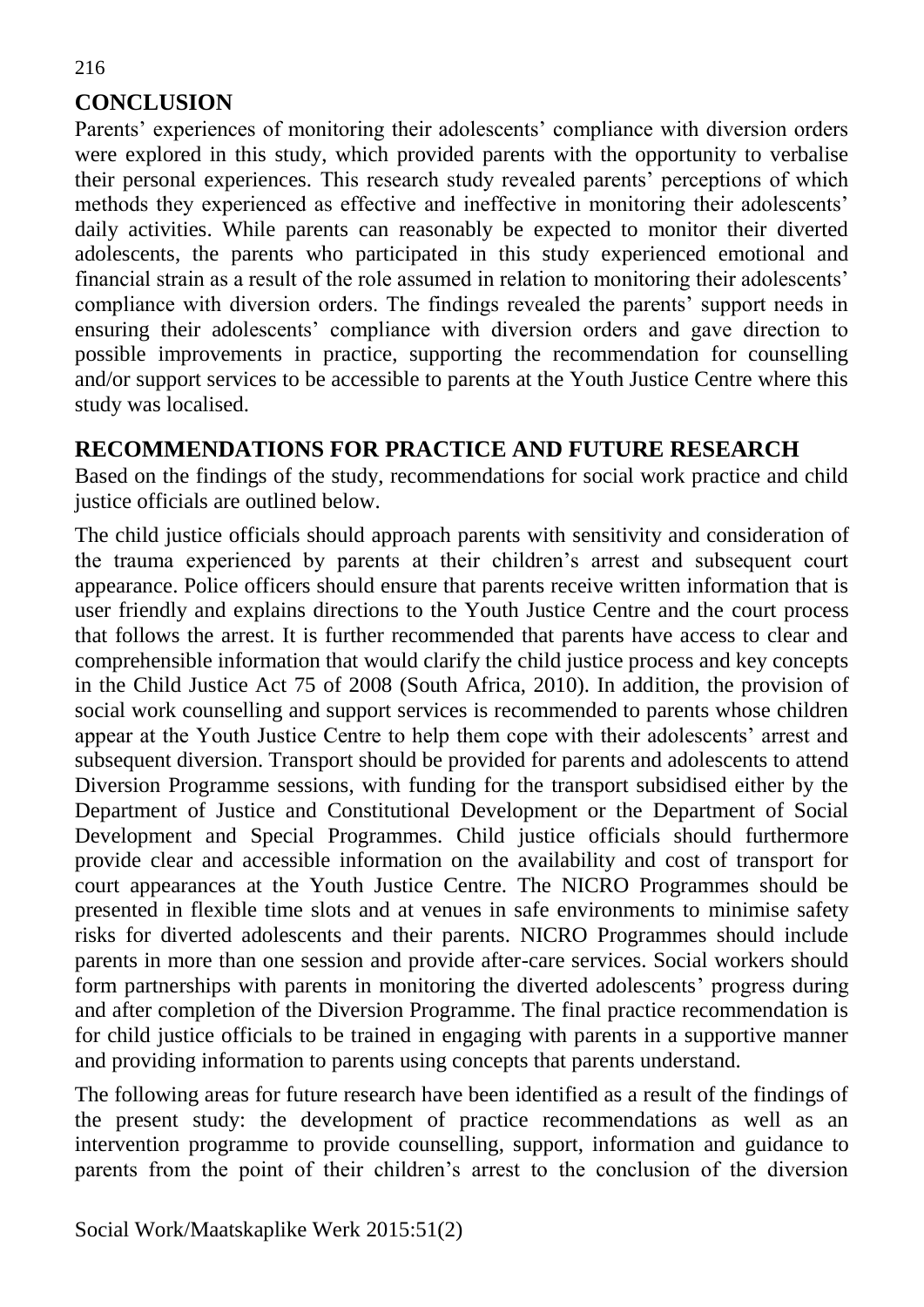## CONCLUSION

Parents' experiences of monitoring their adolescents' compliance with diversion orders were explored in this study, which provided parents with the opportunity to verbalise their personal experiences. This research study revealed parents' perceptions of which methods they experienced as effective and ineffective in monitoring their adolescents' daily activities. While parents can reasonably be expected to monitor their diverted adolescents, the parents who participated in this study experienced emotional and financial strain as a result of the role assumed in relation to monitoring their adolescents' compliance with diversion orders. The findings revealed the parents' support needs in ensuring their adolescents' compliance with diversion orders and gave direction to possible improvements in practice, supporting the recommendation for counselling and/or support services to be accessible to parents at the Youth Justice Centre where this study was localised.

## RECOMMENDATIONS FOR PRACTICE AND FUTURE RESEARCH

Based on the findings of the study, recommendations for social work practice and child justice officials are outlined below.

The child justice officials should approach parents with sensitivity and consideration of the trauma experienced by parents at their children's arrest and subsequent court appearance. Police officers should ensure that parents receive written information that is user friendly and explains directions to the Youth Justice Centre and the court process that follows the arrest. It is further recommended that parents have access to clear and comprehensible information that would clarify the child justice process and key concepts in the Child Justice Act 75 of 2008 (South Africa, 2010). In addition, the provision of social work counselling and support services is recommended to parents whose children appear at the Youth Justice Centre to help them cope with their adolescents' arrest and subsequent diversion. Transport should be provided for parents and adolescents to attend Diversion Programme sessions, with funding for the transport subsidised either by the Department of Justice and Constitutional Development or the Department of Social Development and Special Programmes. Child justice officials should furthermore provide clear and accessible information on the availability and cost of transport for court appearances at the Youth Justice Centre. The NICRO Programmes should be presented in flexible time slots and at venues in safe environments to minimise safety risks for diverted adolescents and their parents. NICRO Programmes should include parents in more than one session and provide after-care services. Social workers should form partnerships with parents in monitoring the diverted adolescents' progress during and after completion of the Diversion Programme. The final practice recommendation is for child justice officials to be trained in engaging with parents in a supportive manner and providing information to parents using concepts that parents understand.

The following areas for future research have been identified as a result of the findings of the present study: the development of practice recommendations as well as an intervention programme to provide counselling, support, information and guidance to parents from the point of their children's arrest to the conclusion of the diversion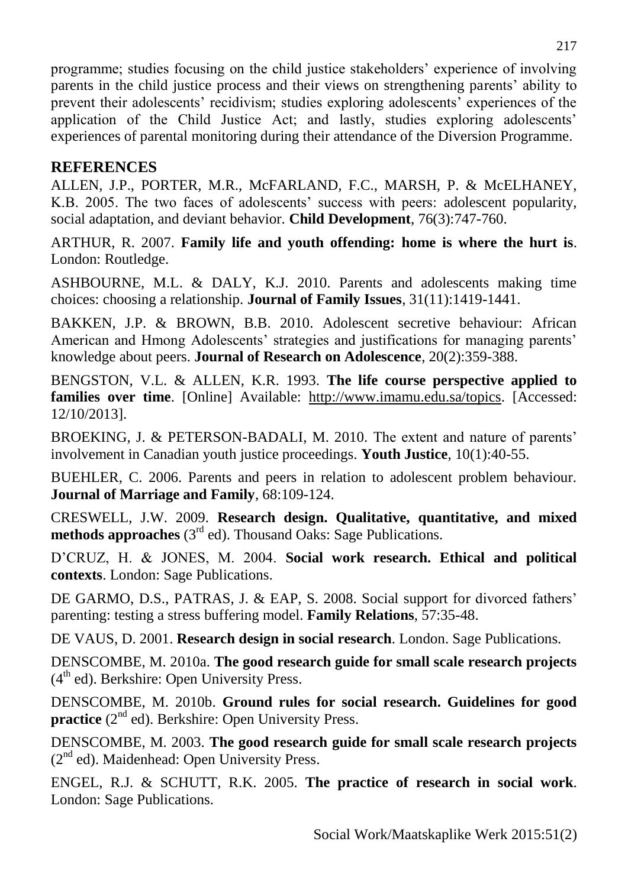programme; studies focusing on the child justice stakeholders' experience of involving parents in the child justice process and their views on strengthening parents' ability to prevent their adolescents' recidivism; studies exploring adolescents' experiences of the application of the Child Justice Act; and lastly, studies exploring adolescents' experiences of parental monitoring during their attendance of the Diversion Programme.

## REFERENCES

ALLEN, J.P., PORTER, M.R., McFARLAND, F.C., MARSH, P. & McELHANEY, K.B. 2005. The two faces of adolescents' success with peers: adolescent popularity, social adaptation, and deviant behavior. **Child Development**, 76(3):747-760.

ARTHUR, R. 2007. **Family life and youth offending: home is where the hurt is**. London: Routledge.

ASHBOURNE, M.L. & DALY, K.J. 2010. Parents and adolescents making time choices: choosing a relationship. **Journal of Family Issues**, 31(11):1419-1441.

BAKKEN, J.P. & BROWN, B.B. 2010. Adolescent secretive behaviour: African American and Hmong Adolescents' strategies and justifications for managing parents' knowledge about peers. **Journal of Research on Adolescence**, 20(2):359-388.

BENGSTON, V.L. & ALLEN, K.R. 1993. **The life course perspective applied to families over time**. [Online] Available: http://www.imamu.edu.sa/topics. [Accessed: 12/10/2013].

BROEKING, J. & PETERSON-BADALI, M. 2010. The extent and nature of parents' involvement in Canadian youth justice proceedings. **Youth Justice**, 10(1):40-55.

BUEHLER, C. 2006. Parents and peers in relation to adolescent problem behaviour. **Journal of Marriage and Family**, 68:109-124.

CRESWELL, J.W. 2009. **Research design. Qualitative, quantitative, and mixed methods approaches** (3rd ed). Thousand Oaks: Sage Publications.

D'CRUZ, H. & JONES, M. 2004. **Social work research. Ethical and political contexts**. London: Sage Publications.

DE GARMO, D.S., PATRAS, J. & EAP, S. 2008. Social support for divorced fathers' parenting: testing a stress buffering model. **Family Relations**, 57:35-48.

DE VAUS, D. 2001. **Research design in social research**. London. Sage Publications.

DENSCOMBE, M. 2010a. **The good research guide for small scale research projects** (4th ed). Berkshire: Open University Press.

DENSCOMBE, M. 2010b. **Ground rules for social research. Guidelines for good practice** (2nd ed). Berkshire: Open University Press.

DENSCOMBE, M. 2003. **The good research guide for small scale research projects** (2nd ed). Maidenhead: Open University Press.

ENGEL, R.J. & SCHUTT, R.K. 2005. **The practice of research in social work**. London: Sage Publications.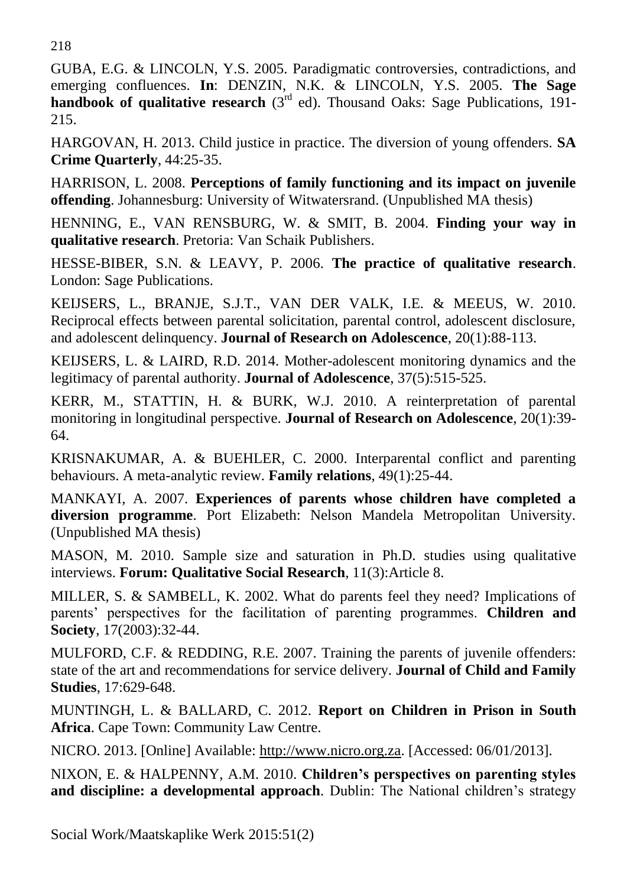GUBA, E.G. & LINCOLN, Y.S. 2005. Paradigmatic controversies, contradictions, and emerging confluences. **In**: DENZIN, N.K. & LINCOLN, Y.S. 2005. **The Sage handbook of qualitative research** (3rd ed). Thousand Oaks: Sage Publications, 191-215.

HARGOVAN, H. 2013. Child justice in practice. The diversion of young offenders. **SA Crime Quarterly**, 44:25-35.

HARRISON, L. 2008. **Perceptions of family functioning and its impact on juvenile offending**. Johannesburg: University of Witwatersrand. (Unpublished MA thesis)

HENNING, E., VAN RENSBURG, W. & SMIT, B. 2004. **Finding your way in qualitative research**. Pretoria: Van Schaik Publishers.

HESSE-BIBER, S.N. & LEAVY, P. 2006. **The practice of qualitative research**. London: Sage Publications.

KEIJSERS, L., BRANJE, S.J.T., VAN DER VALK, I.E. & MEEUS, W. 2010. Reciprocal effects between parental solicitation, parental control, adolescent disclosure, and adolescent delinquency. **Journal of Research on Adolescence**, 20(1):88-113.

KEIJSERS, L. & LAIRD, R.D. 2014. Mother-adolescent monitoring dynamics and the legitimacy of parental authority. **Journal of Adolescence**, 37(5):515-525.

KERR, M., STATTIN, H. & BURK, W.J. 2010. A reinterpretation of parental monitoring in longitudinal perspective. **Journal of Research on Adolescence**, 20(1):39-64.

KRISNAKUMAR, A. & BUEHLER, C. 2000. Interparental conflict and parenting behaviours. A meta-analytic review. **Family relations**, 49(1):25-44.

MANKAYI, A. 2007. **Experiences of parents whose children have completed a diversion programme**. Port Elizabeth: Nelson Mandela Metropolitan University. (Unpublished MA thesis)

MASON, M. 2010. Sample size and saturation in Ph.D. studies using qualitative interviews. **Forum: Qualitative Social Research**, 11(3):Article 8.

MILLER, S. & SAMBELL, K. 2002. What do parents feel they need? Implications of parents' perspectives for the facilitation of parenting programmes. **Children and Society**, 17(2003):32-44.

MULFORD, C.F. & REDDING, R.E. 2007. Training the parents of juvenile offenders: state of the art and recommendations for service delivery. **Journal of Child and Family Studies**, 17:629-648.

MUNTINGH, L. & BALLARD, C. 2012. **Report on Children in Prison in South Africa**. Cape Town: Community Law Centre.

NICRO. 2013. [Online] Available: http://www.nicro.org.za. [Accessed: 06/01/2013].

NIXON, E. & HALPENNY, A.M. 2010. **Children's perspectives on parenting styles and discipline: a developmental approach**. Dublin: The National children's strategy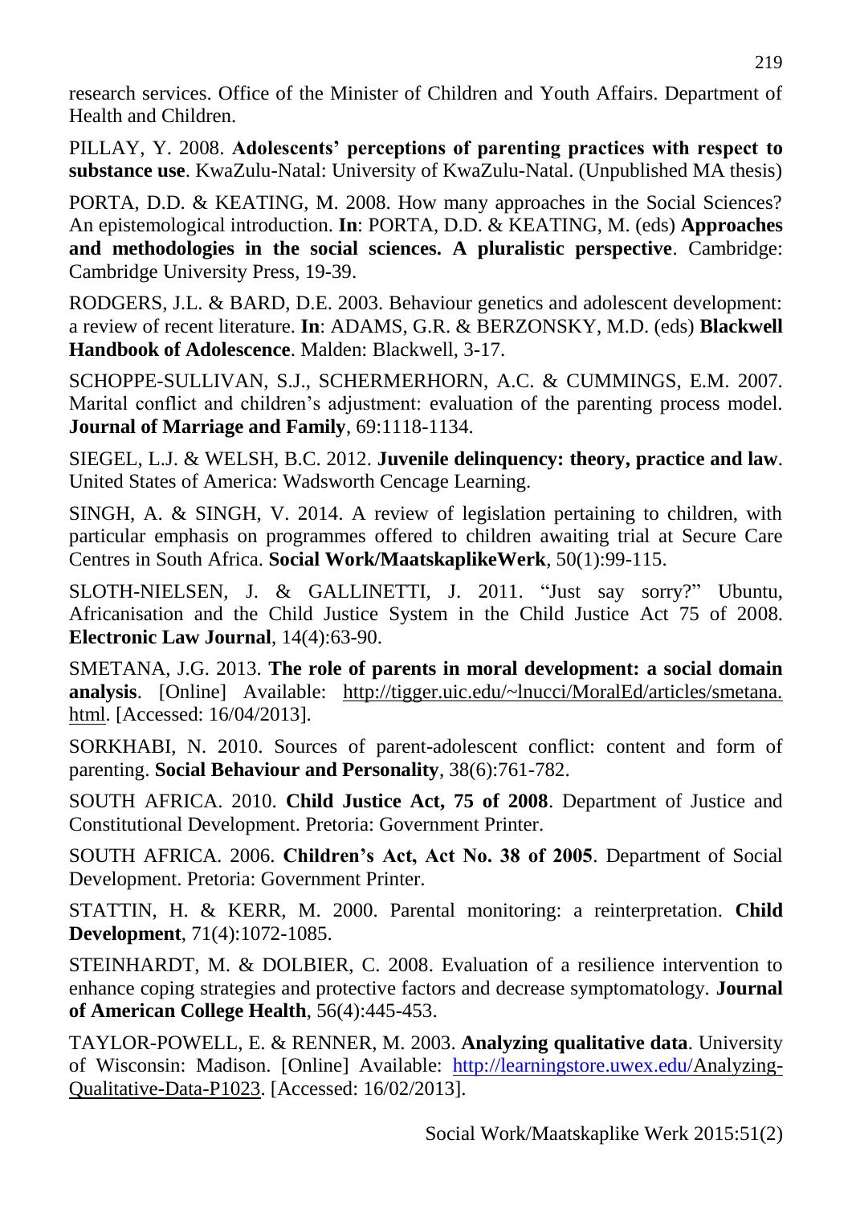research services. Office of the Minister of Children and Youth Affairs. Department of Health and Children.

PILLAY, Y. 2008. **Adolescents' perceptions of parenting practices with respect to substance use**. KwaZulu-Natal: University of KwaZulu-Natal. (Unpublished MA thesis)

PORTA, D.D. & KEATING, M. 2008. How many approaches in the Social Sciences? An epistemological introduction. **In**: PORTA, D.D. & KEATING, M. (eds) **Approaches and methodologies in the social sciences. A pluralistic perspective**. Cambridge: Cambridge University Press, 19-39.

RODGERS, J.L. & BARD, D.E. 2003. Behaviour genetics and adolescent development: a review of recent literature. **In**: ADAMS, G.R. & BERZONSKY, M.D. (eds) **Blackwell Handbook of Adolescence**. Malden: Blackwell, 3-17.

SCHOPPE-SULLIVAN, S.J., SCHERMERHORN, A.C. & CUMMINGS, E.M. 2007. Marital conflict and children's adjustment: evaluation of the parenting process model. **Journal of Marriage and Family**, 69:1118-1134.

SIEGEL, L.J. & WELSH, B.C. 2012. **Juvenile delinquency: theory, practice and law**. United States of America: Wadsworth Cencage Learning.

SINGH, A. & SINGH, V. 2014. A review of legislation pertaining to children, with particular emphasis on programmes offered to children awaiting trial at Secure Care Centres in South Africa. **Social Work/MaatskaplikeWerk**, 50(1):99-115.

SLOTH-NIELSEN, J. & GALLINETTI, J. 2011. "Just say sorry?" Ubuntu, Africanisation and the Child Justice System in the Child Justice Act 75 of 2008. **Electronic Law Journal**, 14(4):63-90.

SMETANA, J.G. 2013. **The role of parents in moral development: a social domain analysis**. [Online] Available: http://tigger.uic.edu/~lnucci/MoralEd/articles/smetana.html. [Accessed: 16/04/2013].

SORKHABI, N. 2010. Sources of parent-adolescent conflict: content and form of parenting. **Social Behaviour and Personality**, 38(6):761-782.

SOUTH AFRICA. 2010. **Child Justice Act, 75 of 2008**. Department of Justice and Constitutional Development. Pretoria: Government Printer.

SOUTH AFRICA. 2006. **Children's Act, Act No. 38 of 2005**. Department of Social Development. Pretoria: Government Printer.

STATTIN, H. & KERR, M. 2000. Parental monitoring: a reinterpretation. **Child Development**, 71(4):1072-1085.

STEINHARDT, M. & DOLBIER, C. 2008. Evaluation of a resilience intervention to enhance coping strategies and protective factors and decrease symptomatology. **Journal of American College Health**, 56(4):445-453.

TAYLOR-POWELL, E. & RENNER, M. 2003. **Analyzing qualitative data**. University of Wisconsin: Madison. [Online] Available: http://learningstore.uwex.edu/Analyzing-Qualitative-Data-P1023. [Accessed: 16/02/2013].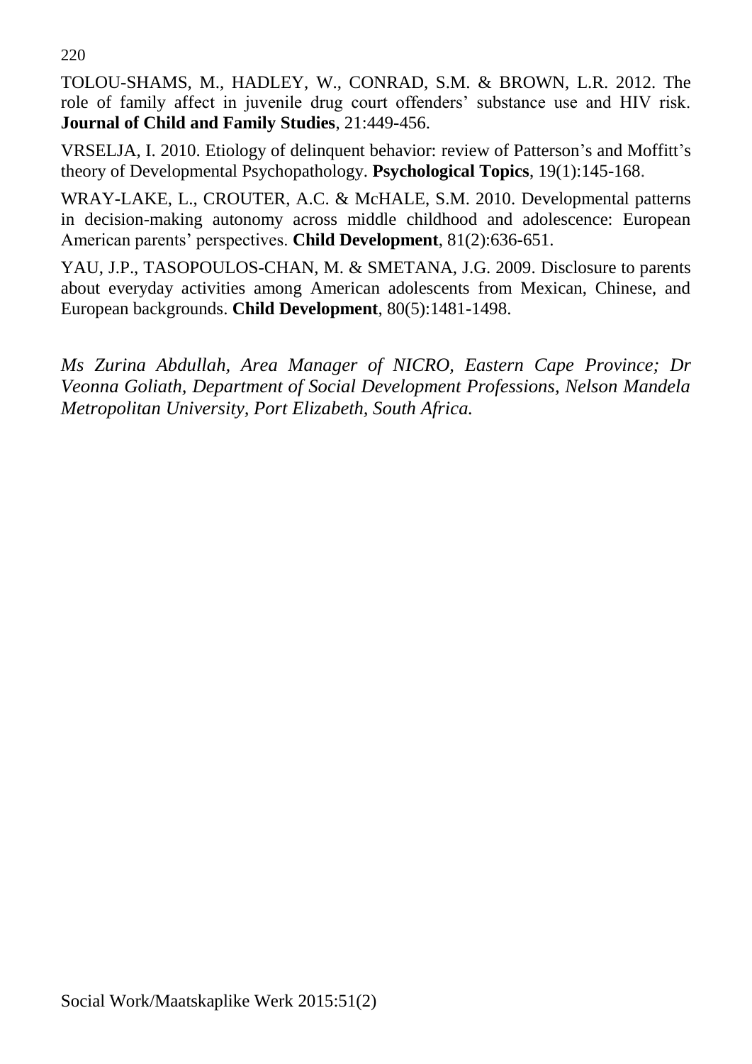TOLOU-SHAMS, M., HADLEY, W., CONRAD, S.M. & BROWN, L.R. 2012. The role of family affect in juvenile drug court offenders' substance use and HIV risk. **Journal of Child and Family Studies**, 21:449-456.

VRSELJA, I. 2010. Etiology of delinquent behavior: review of Patterson's and Moffitt's theory of Developmental Psychopathology. **Psychological Topics**, 19(1):145-168.

WRAY-LAKE, L., CROUTER, A.C. & McHALE, S.M. 2010. Developmental patterns in decision-making autonomy across middle childhood and adolescence: European American parents' perspectives. **Child Development**, 81(2):636-651.

YAU, J.P., TASOPOULOS-CHAN, M. & SMETANA, J.G. 2009. Disclosure to parents about everyday activities among American adolescents from Mexican, Chinese, and European backgrounds. **Child Development**, 80(5):1481-1498.

*Ms Zurina Abdullah, Area Manager of NICRO, Eastern Cape Province; Dr Veonna Goliath, Department of Social Development Professions, Nelson Mandela Metropolitan University, Port Elizabeth, South Africa.*